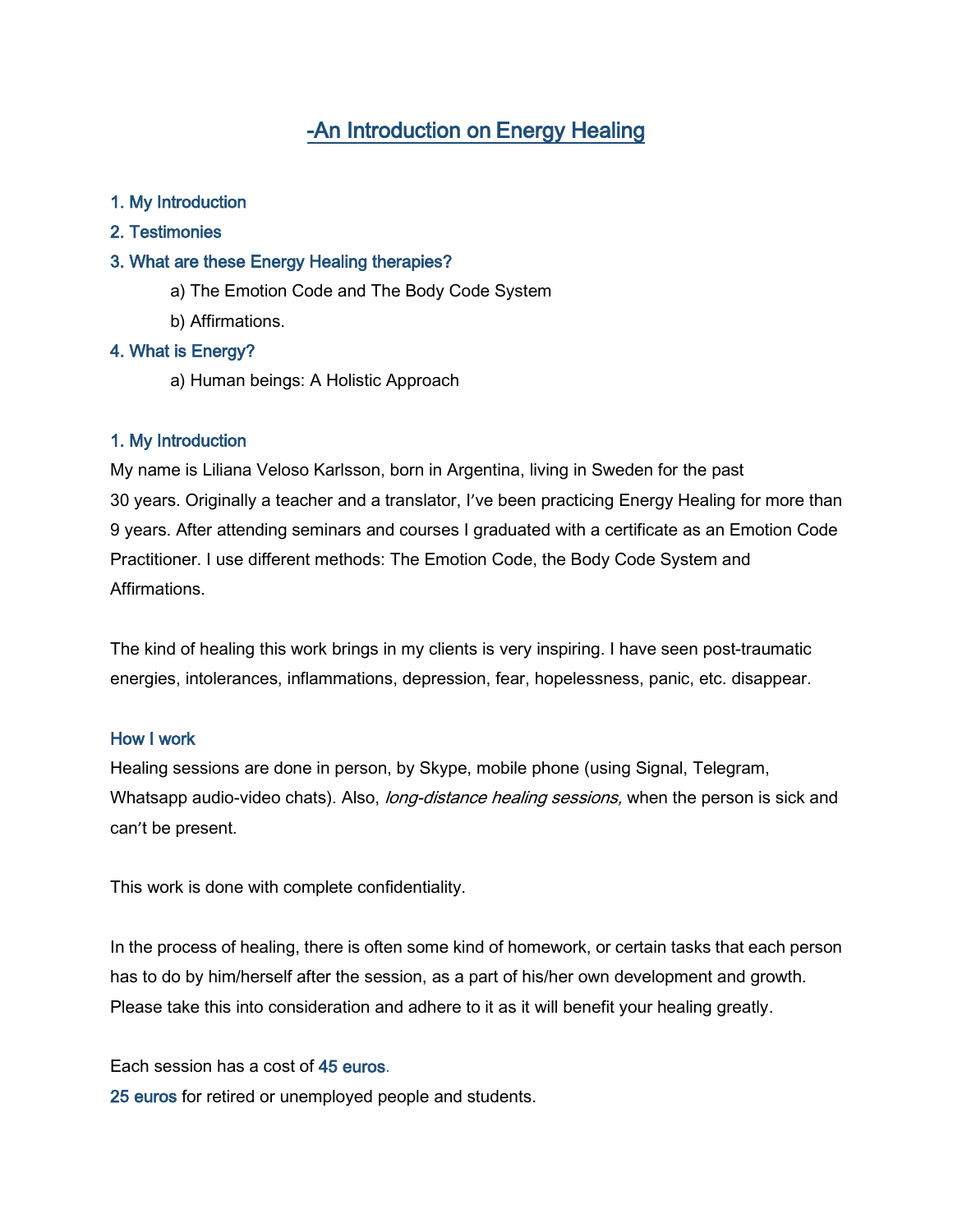# -An Introduction on Energy Healing

1. My Introduction
2. Testimonies
3. What are these Energy Healing therapies?
   - a) The Emotion Code and The Body Code System
   - b) Affirmations.
4. What is Energy?
   - a) Human beings: A Holistic Approach

## 1. My Introduction

My name is Liliana Veloso Karlsson, born in Argentina, living in Sweden for the past 30 years. Originally a teacher and a translator, I've been practicing Energy Healing for more than 9 years. After attending seminars and courses I graduated with a certificate as an Emotion Code Practitioner. I use different methods: The Emotion Code, the Body Code System and Affirmations.

The kind of healing this work brings in my clients is very inspiring. I have seen post-traumatic energies, intolerances, inflammations, depression, fear, hopelessness, panic, etc. disappear.

### How I work

Healing sessions are done in person, by Skype, mobile phone (using Signal, Telegram, Whatsapp audio-video chats). Also, *long-distance healing sessions,* when the person is sick and can't be present.

This work is done with complete confidentiality.

In the process of healing, there is often some kind of homework, or certain tasks that each person has to do by him/herself after the session, as a part of his/her own development and growth. Please take this into consideration and adhere to it as it will benefit your healing greatly.

Each session has a cost of 45 euros.
25 euros for retired or unemployed people and students.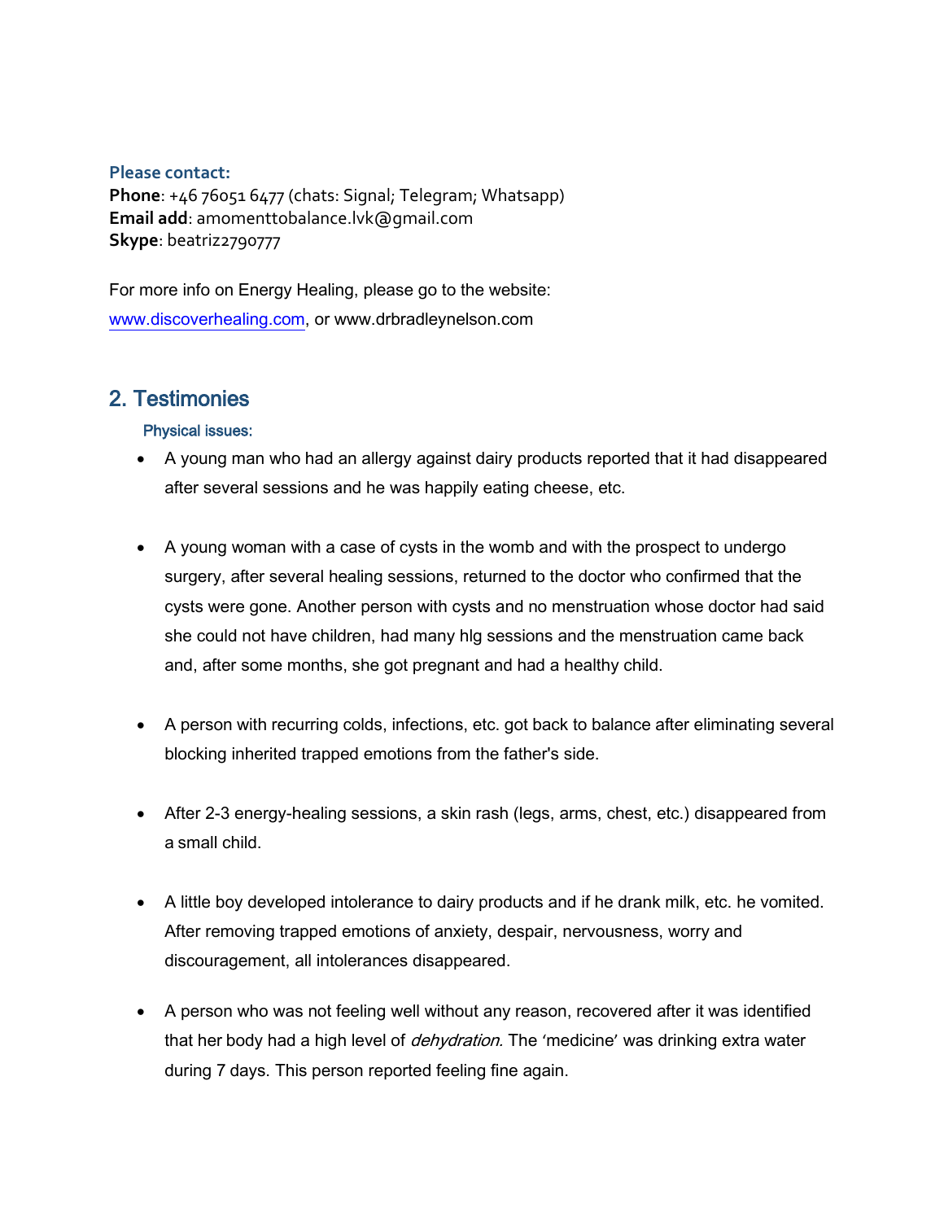**Please contact:**

**Phone**: +46 76051 6477 (chats: Signal; Telegram; Whatsapp)
**Email add**: amomenttobalance.lvk@gmail.com
**Skype**: beatriz2790777

For more info on Energy Healing, please go to the website: www.discoverhealing.com, or www.drbradleynelson.com

## 2. Testimonies

### Physical issues:

- A young man who had an allergy against dairy products reported that it had disappeared after several sessions and he was happily eating cheese, etc.

- A young woman with a case of cysts in the womb and with the prospect to undergo surgery, after several healing sessions, returned to the doctor who confirmed that the cysts were gone. Another person with cysts and no menstruation whose doctor had said she could not have children, had many hlg sessions and the menstruation came back and, after some months, she got pregnant and had a healthy child.

- A person with recurring colds, infections, etc. got back to balance after eliminating several blocking inherited trapped emotions from the father's side.

- After 2-3 energy-healing sessions, a skin rash (legs, arms, chest, etc.) disappeared from a small child.

- A little boy developed intolerance to dairy products and if he drank milk, etc. he vomited. After removing trapped emotions of anxiety, despair, nervousness, worry and discouragement, all intolerances disappeared.

- A person who was not feeling well without any reason, recovered after it was identified that her body had a high level of *dehydration.* The 'medicine' was drinking extra water during 7 days. This person reported feeling fine again.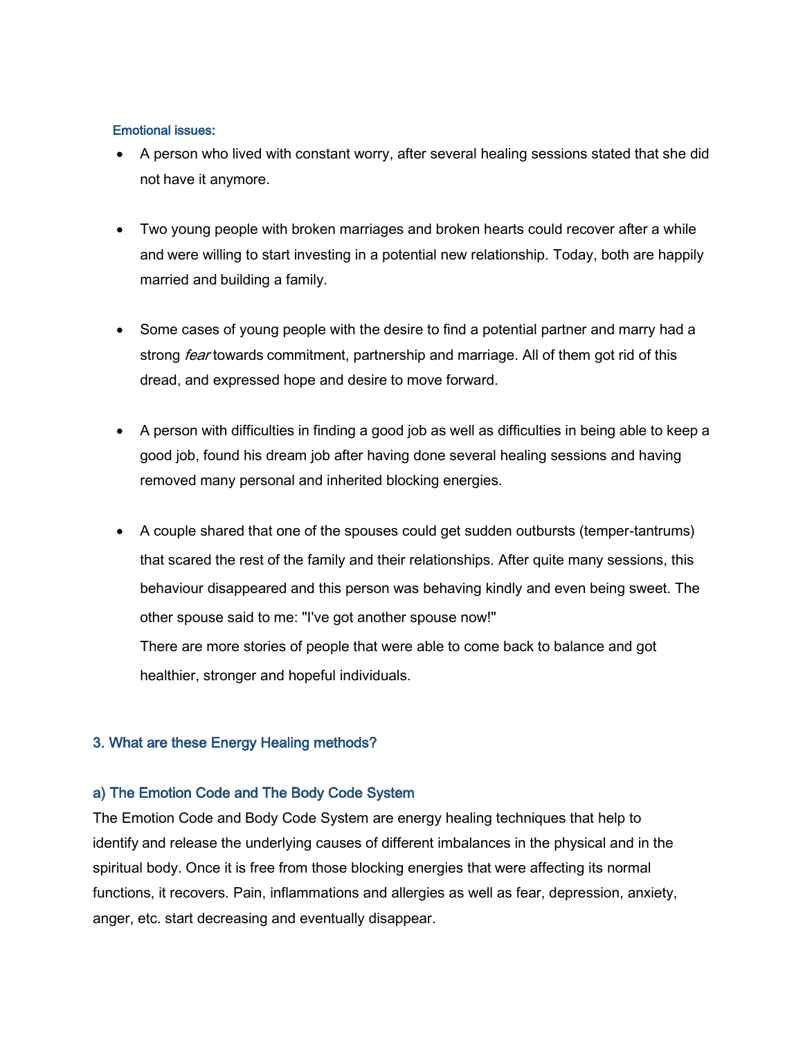#### Emotional issues:

- A person who lived with constant worry, after several healing sessions stated that she did not have it anymore.

- Two young people with broken marriages and broken hearts could recover after a while and were willing to start investing in a potential new relationship. Today, both are happily married and building a family.

- Some cases of young people with the desire to find a potential partner and marry had a strong *fear* towards commitment, partnership and marriage. All of them got rid of this dread, and expressed hope and desire to move forward.

- A person with difficulties in finding a good job as well as difficulties in being able to keep a good job, found his dream job after having done several healing sessions and having removed many personal and inherited blocking energies.

- A couple shared that one of the spouses could get sudden outbursts (temper-tantrums) that scared the rest of the family and their relationships. After quite many sessions, this behaviour disappeared and this person was behaving kindly and even being sweet. The other spouse said to me: "I've got another spouse now!"

  There are more stories of people that were able to come back to balance and got healthier, stronger and hopeful individuals.

## 3. What are these Energy Healing methods?

### a) The Emotion Code and The Body Code System

The Emotion Code and Body Code System are energy healing techniques that help to identify and release the underlying causes of different imbalances in the physical and in the spiritual body. Once it is free from those blocking energies that were affecting its normal functions, it recovers. Pain, inflammations and allergies as well as fear, depression, anxiety, anger, etc. start decreasing and eventually disappear.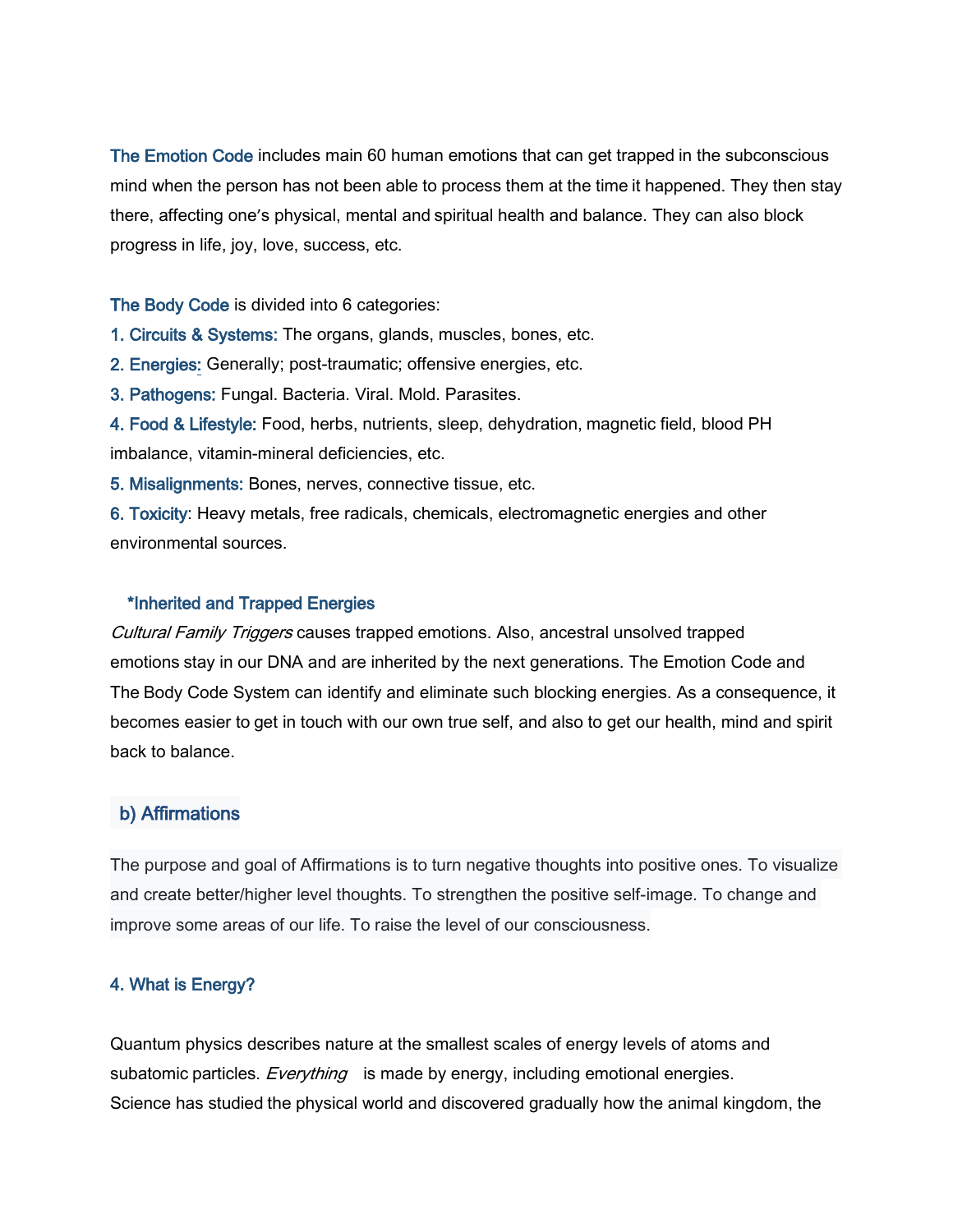**The Emotion Code** includes main 60 human emotions that can get trapped in the subconscious mind when the person has not been able to process them at the time it happened. They then stay there, affecting one's physical, mental and spiritual health and balance. They can also block progress in life, joy, love, success, etc.

**The Body Code** is divided into 6 categories:

1. **Circuits & Systems:** The organs, glands, muscles, bones, etc.
2. **Energies:** Generally; post-traumatic; offensive energies, etc.
3. **Pathogens:** Fungal. Bacteria. Viral. Mold. Parasites.
4. **Food & Lifestyle:** Food, herbs, nutrients, sleep, dehydration, magnetic field, blood PH imbalance, vitamin-mineral deficiencies, etc.
5. **Misalignments:** Bones, nerves, connective tissue, etc.
6. **Toxicity**: Heavy metals, free radicals, chemicals, electromagnetic energies and other environmental sources.

**\*Inherited and Trapped Energies**

*Cultural Family Triggers* causes trapped emotions. Also, ancestral unsolved trapped emotions stay in our DNA and are inherited by the next generations. The Emotion Code and The Body Code System can identify and eliminate such blocking energies. As a consequence, it becomes easier to get in touch with our own true self, and also to get our health, mind and spirit back to balance.

### b) Affirmations

The purpose and goal of Affirmations is to turn negative thoughts into positive ones. To visualize and create better/higher level thoughts. To strengthen the positive self-image. To change and improve some areas of our life. To raise the level of our consciousness.

### 4. What is Energy?

Quantum physics describes nature at the smallest scales of energy levels of atoms and subatomic particles. *Everything* is made by energy, including emotional energies.
Science has studied the physical world and discovered gradually how the animal kingdom, the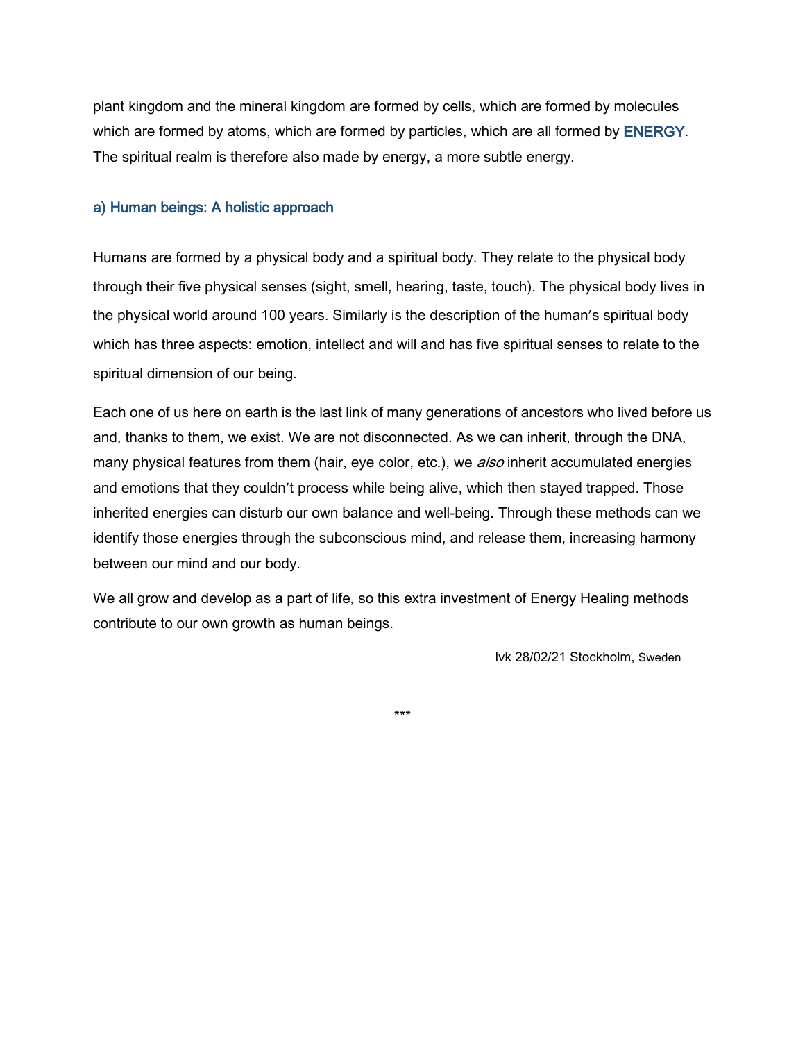plant kingdom and the mineral kingdom are formed by cells, which are formed by molecules which are formed by atoms, which are formed by particles, which are all formed by ENERGY. The spiritual realm is therefore also made by energy, a more subtle energy.

### a) Human beings: A holistic approach

Humans are formed by a physical body and a spiritual body. They relate to the physical body through their five physical senses (sight, smell, hearing, taste, touch). The physical body lives in the physical world around 100 years. Similarly is the description of the human's spiritual body which has three aspects: emotion, intellect and will and has five spiritual senses to relate to the spiritual dimension of our being.

Each one of us here on earth is the last link of many generations of ancestors who lived before us and, thanks to them, we exist. We are not disconnected. As we can inherit, through the DNA, many physical features from them (hair, eye color, etc.), we *also* inherit accumulated energies and emotions that they couldn't process while being alive, which then stayed trapped. Those inherited energies can disturb our own balance and well-being. Through these methods can we identify those energies through the subconscious mind, and release them, increasing harmony between our mind and our body.

We all grow and develop as a part of life, so this extra investment of Energy Healing methods contribute to our own growth as human beings.

lvk 28/02/21 Stockholm, Sweden

***